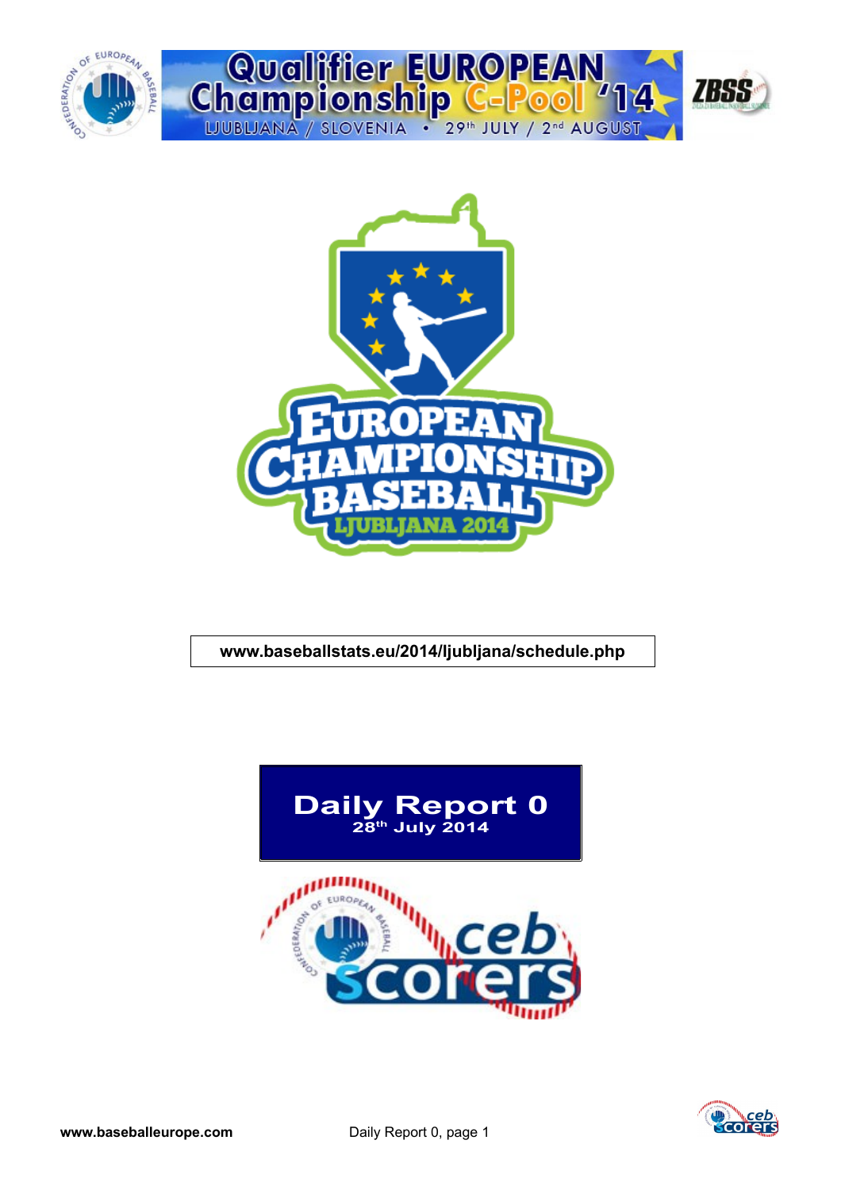# Qualifier EUROPEAN Championship C-Pool '14

LJUBLJANA / SLOVENIA • 29th JULY / 2nd AUGUST

EUROPEAN CHAMPIONSHIP BASEBALL LJUBLJANA 2014

**www.baseballstats.eu/2014/ljubljana/schedule.php**

# Daily Report 0

**28th July 2014**

**www.baseballeurope.com**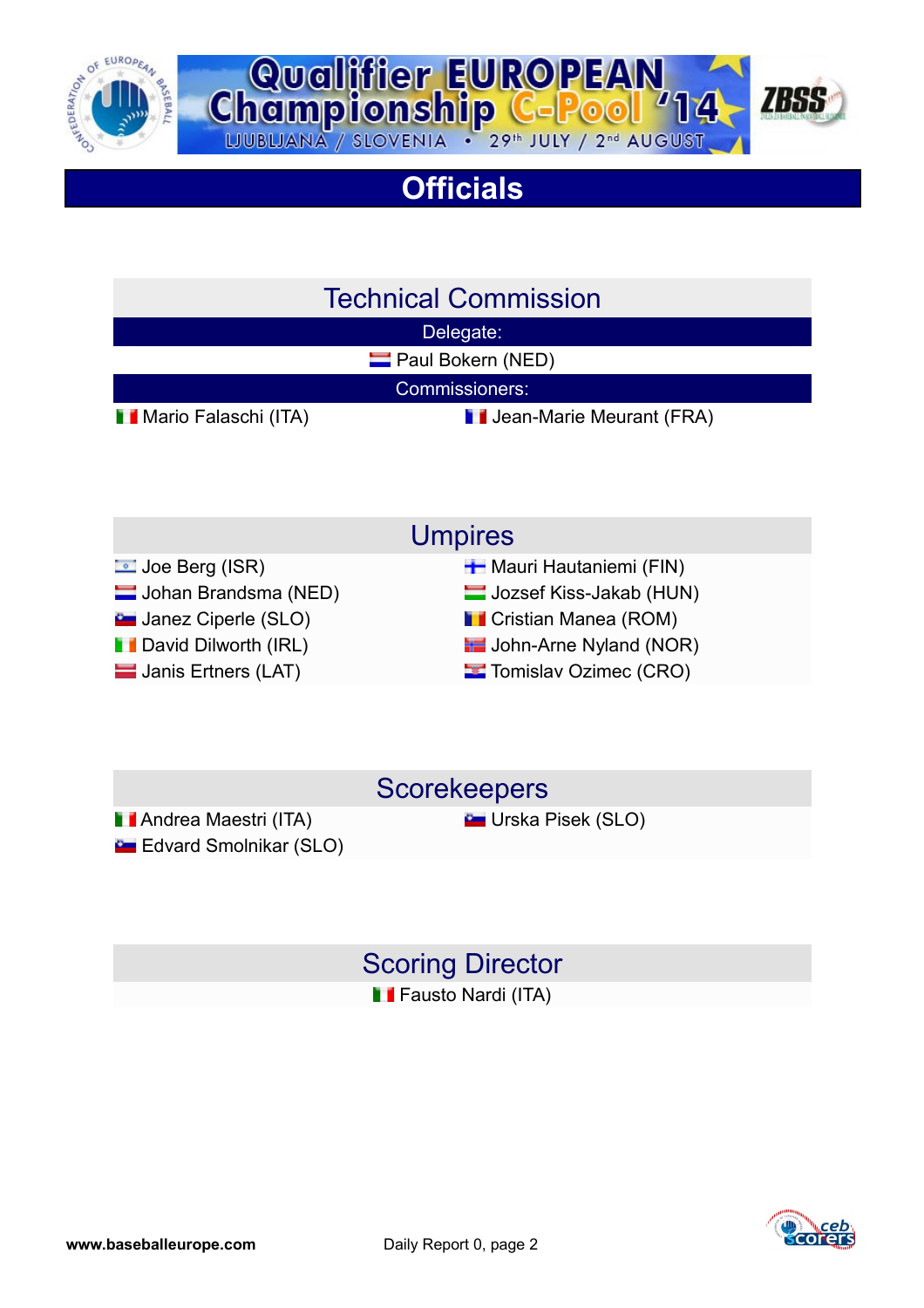# Qualifier EUROPEAN Championship C-Pool '14

LJUBLJANA / SLOVENIA • 29th JULY / 2nd AUGUST

## Officials

### Technical Commission

**Delegate:**

Paul Bokern (NED)

**Commissioners:**

Mario Falaschi (ITA)

Jean-Marie Meurant (FRA)

### Umpires

Joe Berg (ISR)

Johan Brandsma (NED)

Janez Ciperle (SLO)

David Dilworth (IRL)

Janis Ertners (LAT)

Mauri Hautaniemi (FIN)

Jozsef Kiss-Jakab (HUN)

Cristian Manea (ROM)

John-Arne Nyland (NOR)

Tomislav Ozimec (CRO)

### Scorekeepers

Andrea Maestri (ITA)

Edvard Smolnikar (SLO)

Urska Pisek (SLO)

### Scoring Director

Fausto Nardi (ITA)

www.baseballeurope.com

Daily Report 0, page 2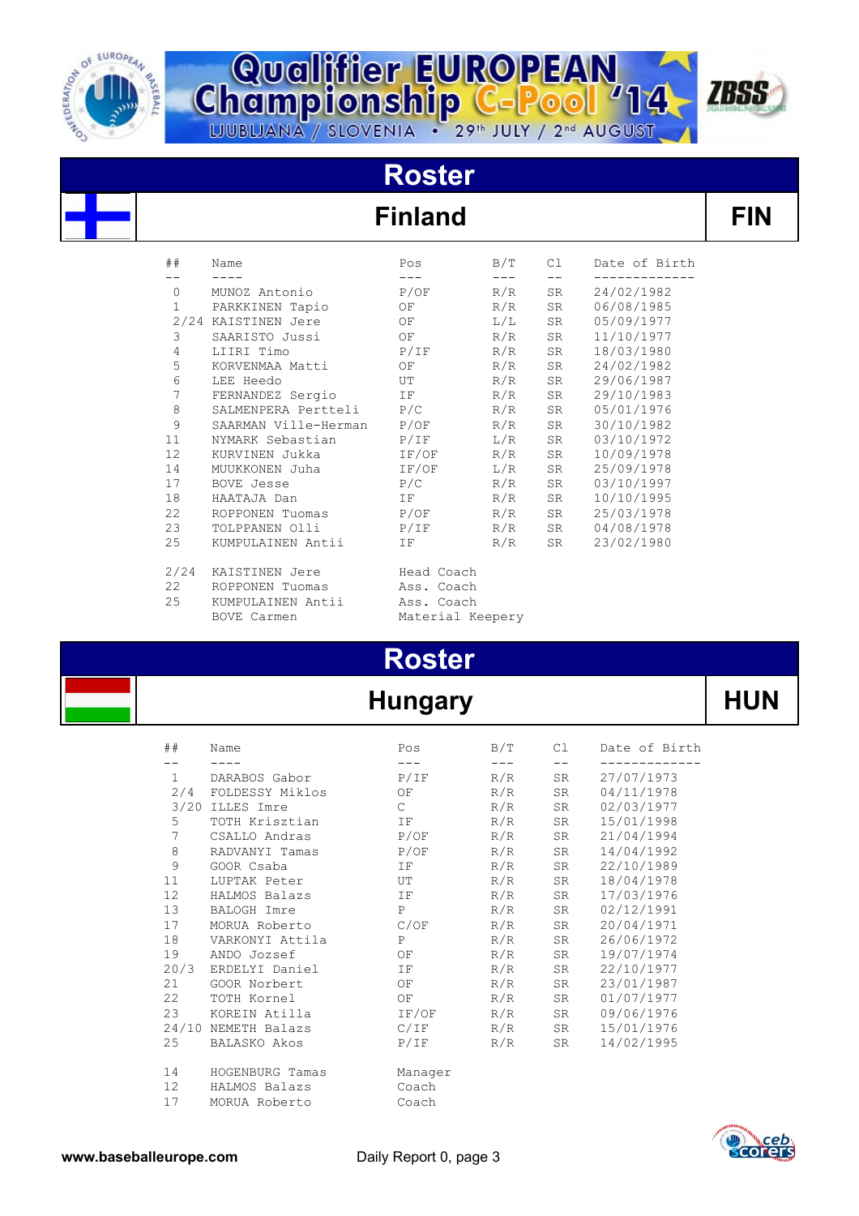# Qualifier EUROPEAN Championship C-Pool '14

LJUBLJANA / SLOVENIA • 29th JULY / 2nd AUGUST

## Roster

### Finland — FIN

| ## | Name | Pos | B/T | Cl | Date of Birth |
|---|---|---|---|---|---|
| 0 | MUNOZ Antonio | P/OF | R/R | SR | 24/02/1982 |
| 1 | PARKKINEN Tapio | OF | R/R | SR | 06/08/1985 |
| 2/24 | KAISTINEN Jere | OF | L/L | SR | 05/09/1977 |
| 3 | SAARISTO Jussi | OF | R/R | SR | 11/10/1977 |
| 4 | LIIRI Timo | P/IF | R/R | SR | 18/03/1980 |
| 5 | KORVENMAA Matti | OF | R/R | SR | 24/02/1982 |
| 6 | LEE Heedo | UT | R/R | SR | 29/06/1987 |
| 7 | FERNANDEZ Sergio | IF | R/R | SR | 29/10/1983 |
| 8 | SALMENPERA Pertteli | P/C | R/R | SR | 05/01/1976 |
| 9 | SAARMAN Ville-Herman | P/OF | R/R | SR | 30/10/1982 |
| 11 | NYMARK Sebastian | P/IF | L/R | SR | 03/10/1972 |
| 12 | KURVINEN Jukka | IF/OF | R/R | SR | 10/09/1978 |
| 14 | MUUKKONEN Juha | IF/OF | L/R | SR | 25/09/1978 |
| 17 | BOVE Jesse | P/C | R/R | SR | 03/10/1997 |
| 18 | HAATAJA Dan | IF | R/R | SR | 10/10/1995 |
| 22 | ROPPONEN Tuomas | P/OF | R/R | SR | 25/03/1978 |
| 23 | TOLPPANEN Olli | P/IF | R/R | SR | 04/08/1978 |
| 25 | KUMPULAINEN Antii | IF | R/R | SR | 23/02/1980 |

| ## | Name | Role |
|---|---|---|
| 2/24 | KAISTINEN Jere | Head Coach |
| 22 | ROPPONEN Tuomas | Ass. Coach |
| 25 | KUMPULAINEN Antii | Ass. Coach |
| | BOVE Carmen | Material Keepery |

## Roster

### Hungary — HUN

| ## | Name | Pos | B/T | Cl | Date of Birth |
|---|---|---|---|---|---|
| 1 | DARABOS Gabor | P/IF | R/R | SR | 27/07/1973 |
| 2/4 | FOLDESSY Miklos | OF | R/R | SR | 04/11/1978 |
| 3/20 | ILLES Imre | C | R/R | SR | 02/03/1977 |
| 5 | TOTH Krisztian | IF | R/R | SR | 15/01/1998 |
| 7 | CSALLO Andras | P/OF | R/R | SR | 21/04/1994 |
| 8 | RADVANYI Tamas | P/OF | R/R | SR | 14/04/1992 |
| 9 | GOOR Csaba | IF | R/R | SR | 22/10/1989 |
| 11 | LUPTAK Peter | UT | R/R | SR | 18/04/1978 |
| 12 | HALMOS Balazs | IF | R/R | SR | 17/03/1976 |
| 13 | BALOGH Imre | P | R/R | SR | 02/12/1991 |
| 17 | MORUA Roberto | C/OF | R/R | SR | 20/04/1971 |
| 18 | VARKONYI Attila | P | R/R | SR | 26/06/1972 |
| 19 | ANDO Jozsef | OF | R/R | SR | 19/07/1974 |
| 20/3 | ERDELYI Daniel | IF | R/R | SR | 22/10/1977 |
| 21 | GOOR Norbert | OF | R/R | SR | 23/01/1987 |
| 22 | TOTH Kornel | OF | R/R | SR | 01/07/1977 |
| 23 | KOREIN Atilla | IF/OF | R/R | SR | 09/06/1976 |
| 24/10 | NEMETH Balazs | C/IF | R/R | SR | 15/01/1976 |
| 25 | BALASKO Akos | P/IF | R/R | SR | 14/02/1995 |

| ## | Name | Role |
|---|---|---|
| 14 | HOGENBURG Tamas | Manager |
| 12 | HALMOS Balazs | Coach |
| 17 | MORUA Roberto | Coach |

www.baseballeurope.com — Daily Report 0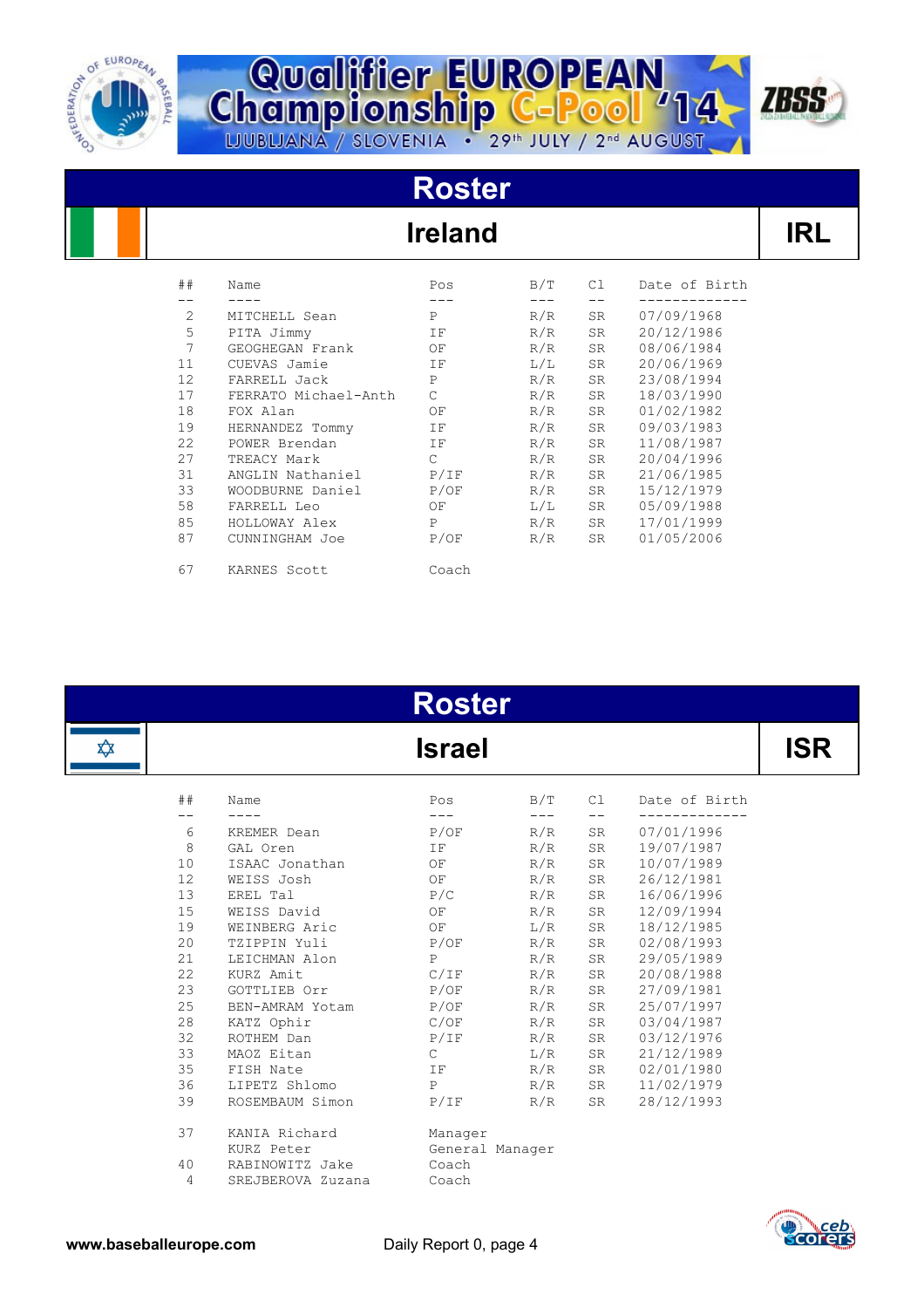# Qualifier EUROPEAN Championship C-Pool '14

LJUBLJANA / SLOVENIA • 29th JULY / 2nd AUGUST

## Roster

### Ireland — IRL

| ## | Name | Pos | B/T | Cl | Date of Birth |
|---|---|---|---|---|---|
| 2 | MITCHELL Sean | P | R/R | SR | 07/09/1968 |
| 5 | PITA Jimmy | IF | R/R | SR | 20/12/1986 |
| 7 | GEOGHEGAN Frank | OF | R/R | SR | 08/06/1984 |
| 11 | CUEVAS Jamie | IF | L/L | SR | 20/06/1969 |
| 12 | FARRELL Jack | P | R/R | SR | 23/08/1994 |
| 17 | FERRATO Michael-Anth | C | R/R | SR | 18/03/1990 |
| 18 | FOX Alan | OF | R/R | SR | 01/02/1982 |
| 19 | HERNANDEZ Tommy | IF | R/R | SR | 09/03/1983 |
| 22 | POWER Brendan | IF | R/R | SR | 11/08/1987 |
| 27 | TREACY Mark | C | R/R | SR | 20/04/1996 |
| 31 | ANGLIN Nathaniel | P/IF | R/R | SR | 21/06/1985 |
| 33 | WOODBURNE Daniel | P/OF | R/R | SR | 15/12/1979 |
| 58 | FARRELL Leo | OF | L/L | SR | 05/09/1988 |
| 85 | HOLLOWAY Alex | P | R/R | SR | 17/01/1999 |
| 87 | CUNNINGHAM Joe | P/OF | R/R | SR | 01/05/2006 |

| ## | Name | Pos |
|---|---|---|
| 67 | KARNES Scott | Coach |

## Roster

### Israel — ISR

| ## | Name | Pos | B/T | Cl | Date of Birth |
|---|---|---|---|---|---|
| 6 | KREMER Dean | P/OF | R/R | SR | 07/01/1996 |
| 8 | GAL Oren | IF | R/R | SR | 19/07/1987 |
| 10 | ISAAC Jonathan | OF | R/R | SR | 10/07/1989 |
| 12 | WEISS Josh | OF | R/R | SR | 26/12/1981 |
| 13 | EREL Tal | P/C | R/R | SR | 16/06/1996 |
| 15 | WEISS David | OF | R/R | SR | 12/09/1994 |
| 19 | WEINBERG Aric | OF | L/R | SR | 18/12/1985 |
| 20 | TZIPPIN Yuli | P/OF | R/R | SR | 02/08/1993 |
| 21 | LEICHMAN Alon | P | R/R | SR | 29/05/1989 |
| 22 | KURZ Amit | C/IF | R/R | SR | 20/08/1988 |
| 23 | GOTTLIEB Orr | P/OF | R/R | SR | 27/09/1981 |
| 25 | BEN-AMRAM Yotam | P/OF | R/R | SR | 25/07/1997 |
| 28 | KATZ Ophir | C/OF | R/R | SR | 03/04/1987 |
| 32 | ROTHEM Dan | P/IF | R/R | SR | 03/12/1976 |
| 33 | MAOZ Eitan | C | L/R | SR | 21/12/1989 |
| 35 | FISH Nate | IF | R/R | SR | 02/01/1980 |
| 36 | LIPETZ Shlomo | P | R/R | SR | 11/02/1979 |
| 39 | ROSEMBAUM Simon | P/IF | R/R | SR | 28/12/1993 |

| ## | Name | Pos |
|---|---|---|
| 37 | KANIA Richard | Manager |
| | KURZ Peter | General Manager |
| 40 | RABINOWITZ Jake | Coach |
| 4 | SREJBEROVA Zuzana | Coach |

www.baseballeurope.com — Daily Report 0, page 4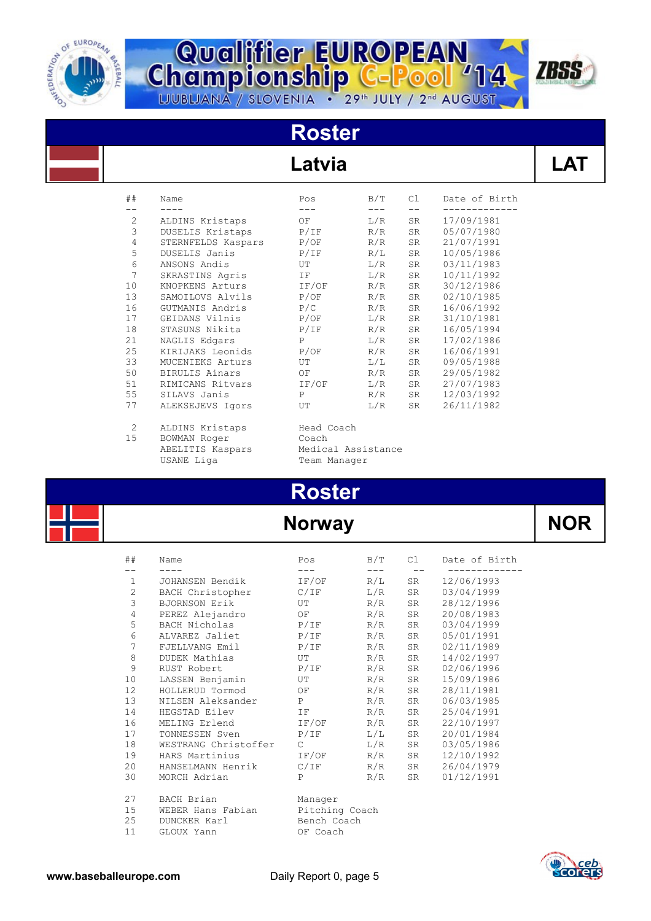# Qualifier EUROPEAN Championship C-Pool '14

LJUBLJANA / SLOVENIA • 29th JULY / 2nd AUGUST

## Roster

### Latvia — LAT

| ## | Name | Pos | B/T | Cl | Date of Birth |
|---|---|---|---|---|---|
| 2 | ALDINS Kristaps | OF | L/R | SR | 17/09/1981 |
| 3 | DUSELIS Kristaps | P/IF | R/R | SR | 05/07/1980 |
| 4 | STERNFELDS Kaspars | P/OF | R/R | SR | 21/07/1991 |
| 5 | DUSELIS Janis | P/IF | R/L | SR | 10/05/1986 |
| 6 | ANSONS Andis | UT | L/R | SR | 03/11/1983 |
| 7 | SKRASTINS Agris | IF | L/R | SR | 10/11/1992 |
| 10 | KNOPKENS Arturs | IF/OF | R/R | SR | 30/12/1986 |
| 13 | SAMOILOVS Alvils | P/OF | R/R | SR | 02/10/1985 |
| 16 | GUTMANIS Andris | P/C | R/R | SR | 16/06/1992 |
| 17 | GEIDANS Vilnis | P/OF | L/R | SR | 31/10/1981 |
| 18 | STASUNS Nikita | P/IF | R/R | SR | 16/05/1994 |
| 21 | NAGLIS Edgars | P | L/R | SR | 17/02/1986 |
| 25 | KIRIJAKS Leonids | P/OF | R/R | SR | 16/06/1991 |
| 33 | MUCENIEKS Arturs | UT | L/L | SR | 09/05/1988 |
| 50 | BIRULIS Ainars | OF | R/R | SR | 29/05/1982 |
| 51 | RIMICANS Ritvars | IF/OF | L/R | SR | 27/07/1983 |
| 55 | SILAVS Janis | P | R/R | SR | 12/03/1992 |
| 77 | ALEKSEJEVS Igors | UT | L/R | SR | 26/11/1982 |

| ## | Name | Role |
|---|---|---|
| 2 | ALDINS Kristaps | Head Coach |
| 15 | BOWMAN Roger | Coach |
| | ABELITIS Kaspars | Medical Assistance |
| | USANE Liga | Team Manager |

## Roster

### Norway — NOR

| ## | Name | Pos | B/T | Cl | Date of Birth |
|---|---|---|---|---|---|
| 1 | JOHANSEN Bendik | IF/OF | R/L | SR | 12/06/1993 |
| 2 | BACH Christopher | C/IF | L/R | SR | 03/04/1999 |
| 3 | BJORNSON Erik | UT | R/R | SR | 28/12/1996 |
| 4 | PEREZ Alejandro | OF | R/R | SR | 20/08/1983 |
| 5 | BACH Nicholas | P/IF | R/R | SR | 03/04/1999 |
| 6 | ALVAREZ Jaliet | P/IF | R/R | SR | 05/01/1991 |
| 7 | FJELLVANG Emil | P/IF | R/R | SR | 02/11/1989 |
| 8 | DUDEK Mathias | UT | R/R | SR | 14/02/1997 |
| 9 | RUST Robert | P/IF | R/R | SR | 02/06/1996 |
| 10 | LASSEN Benjamin | UT | R/R | SR | 15/09/1986 |
| 12 | HOLLERUD Tormod | OF | R/R | SR | 28/11/1981 |
| 13 | NILSEN Aleksander | P | R/R | SR | 06/03/1985 |
| 14 | HEGSTAD Eilev | IF | R/R | SR | 25/04/1991 |
| 16 | MELING Erlend | IF/OF | R/R | SR | 22/10/1997 |
| 17 | TONNESSEN Sven | P/IF | L/L | SR | 20/01/1984 |
| 18 | WESTRANG Christoffer | C | L/R | SR | 03/05/1986 |
| 19 | HARS Martinius | IF/OF | R/R | SR | 12/10/1992 |
| 20 | HANSELMANN Henrik | C/IF | R/R | SR | 26/04/1979 |
| 30 | MORCH Adrian | P | R/R | SR | 01/12/1991 |

| ## | Name | Role |
|---|---|---|
| 27 | BACH Brian | Manager |
| 15 | WEBER Hans Fabian | Pitching Coach |
| 25 | DUNCKER Karl | Bench Coach |
| 11 | GLOUX Yann | OF Coach |

www.baseballeurope.com — Daily Report 0, page 5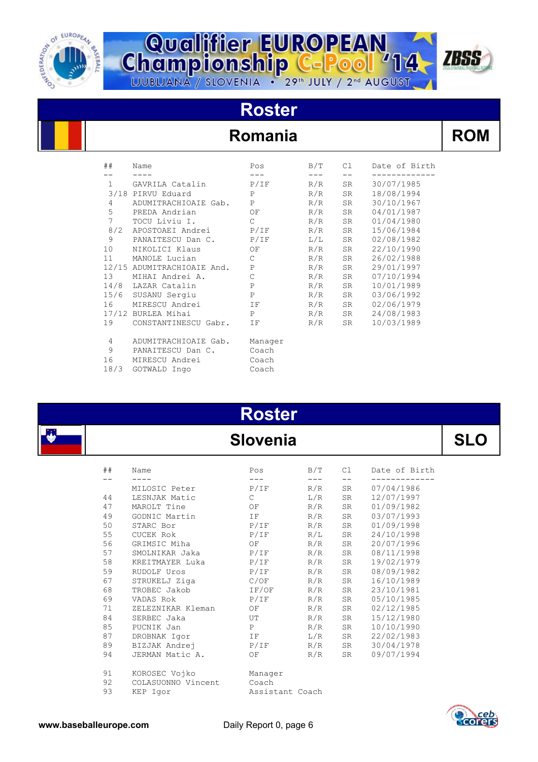# Qualifier EUROPEAN Championship C-Pool '14

LJUBLJANA / SLOVENIA • 29th JULY / 2nd AUGUST

## Roster

### Romania — ROM

| ## | Name | Pos | B/T | Cl | Date of Birth |
|---|---|---|---|---|---|
| 1 | GAVRILA Catalin | P/IF | R/R | SR | 30/07/1985 |
| 3/18 | PIRVU Eduard | P | R/R | SR | 18/08/1994 |
| 4 | ADUMITRACHIOAIE Gab. | P | R/R | SR | 30/10/1967 |
| 5 | PREDA Andrian | OF | R/R | SR | 04/01/1987 |
| 7 | TOCU Liviu I. | C | R/R | SR | 01/04/1980 |
| 8/2 | APOSTOAEI Andrei | P/IF | R/R | SR | 15/06/1984 |
| 9 | PANAITESCU Dan C. | P/IF | L/L | SR | 02/08/1982 |
| 10 | NIKOLICI Klaus | OF | R/R | SR | 22/10/1990 |
| 11 | MANOLE Lucian | C | R/R | SR | 26/02/1988 |
| 12/15 | ADUMITRACHIOAIE And. | P | R/R | SR | 29/01/1997 |
| 13 | MIHAI Andrei A. | C | R/R | SR | 07/10/1994 |
| 14/8 | LAZAR Catalin | P | R/R | SR | 10/01/1989 |
| 15/6 | SUSANU Sergiu | P | R/R | SR | 03/06/1992 |
| 16 | MIRESCU Andrei | IF | R/R | SR | 02/06/1979 |
| 17/12 | BURLEA Mihai | P | R/R | SR | 24/08/1983 |
| 19 | CONSTANTINESCU Gabr. | IF | R/R | SR | 10/03/1989 |

| ## | Name | Pos |
|---|---|---|
| 4 | ADUMITRACHIOAIE Gab. | Manager |
| 9 | PANAITESCU Dan C. | Coach |
| 16 | MIRESCU Andrei | Coach |
| 18/3 | GOTWALD Ingo | Coach |

## Roster

### Slovenia — SLO

| ## | Name | Pos | B/T | Cl | Date of Birth |
|---|---|---|---|---|---|
| | MILOSIC Peter | P/IF | R/R | SR | 07/04/1986 |
| 44 | LESNJAK Matic | C | L/R | SR | 12/07/1997 |
| 47 | MAROLT Tine | OF | R/R | SR | 01/09/1982 |
| 49 | GODNIC Martin | IF | R/R | SR | 03/07/1993 |
| 50 | STARC Bor | P/IF | R/R | SR | 01/09/1998 |
| 55 | CUCEK Rok | P/IF | R/L | SR | 24/10/1998 |
| 56 | GRIMSIC Miha | OF | R/R | SR | 20/07/1996 |
| 57 | SMOLNIKAR Jaka | P/IF | R/R | SR | 08/11/1998 |
| 58 | KREITMAYER Luka | P/IF | R/R | SR | 19/02/1979 |
| 59 | RUDOLF Uros | P/IF | R/R | SR | 08/09/1982 |
| 67 | STRUKELJ Ziga | C/OF | R/R | SR | 16/10/1989 |
| 68 | TROBEC Jakob | IF/OF | R/R | SR | 23/10/1981 |
| 69 | VADAS Rok | P/IF | R/R | SR | 05/10/1985 |
| 71 | ZELEZNIKAR Kleman | OF | R/R | SR | 02/12/1985 |
| 84 | SERBEC Jaka | UT | R/R | SR | 15/12/1980 |
| 85 | PUCNIK Jan | P | R/R | SR | 10/10/1990 |
| 87 | DROBNAK Igor | IF | L/R | SR | 22/02/1983 |
| 89 | BIZJAK Andrej | P/IF | R/R | SR | 30/04/1978 |
| 94 | JERMAN Matic A. | OF | R/R | SR | 09/07/1994 |

| ## | Name | Pos |
|---|---|---|
| 91 | KOROSEC Vojko | Manager |
| 92 | COLASUONNO Vincent | Coach |
| 93 | KEP Igor | Assistant Coach |

www.baseballeurope.com — Daily Report 0, page 6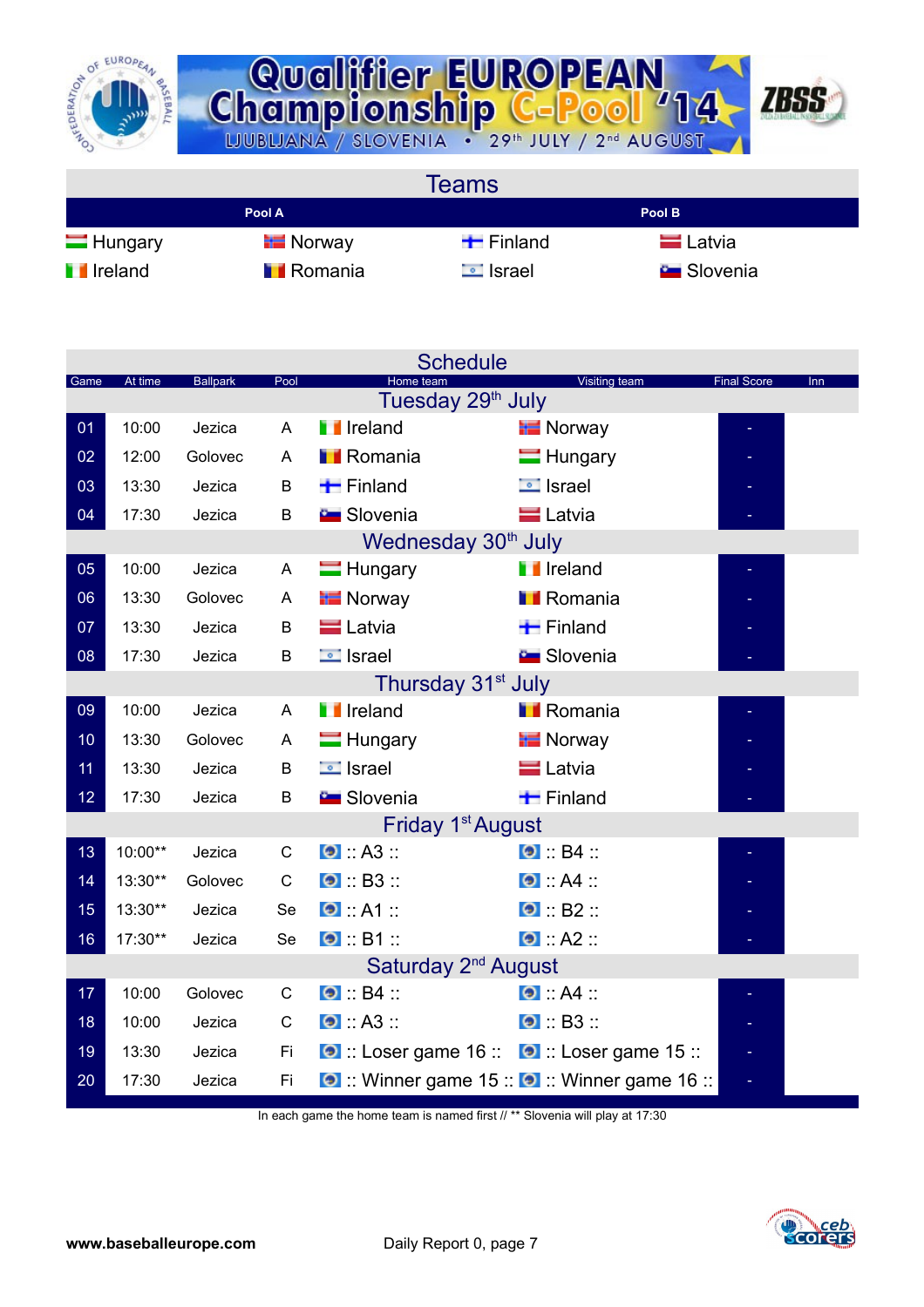# Qualifier EUROPEAN Championship C-Pool '14

LJUBLJANA / SLOVENIA • 29th JULY / 2nd AUGUST

## Teams

| Pool A | | Pool B | |
|---|---|---|---|
| Hungary | Norway | Finland | Latvia |
| Ireland | Romania | Israel | Slovenia |

## Schedule

| Game | At time | Ballpark | Pool | Home team | Visiting team | Final Score | Inn |
|---|---|---|---|---|---|---|---|
| **Tuesday 29th July** | | | | | | | |
| 01 | 10:00 | Jezica | A | Ireland | Norway | - | |
| 02 | 12:00 | Golovec | A | Romania | Hungary | - | |
| 03 | 13:30 | Jezica | B | Finland | Israel | - | |
| 04 | 17:30 | Jezica | B | Slovenia | Latvia | - | |
| **Wednesday 30th July** | | | | | | | |
| 05 | 10:00 | Jezica | A | Hungary | Ireland | - | |
| 06 | 13:30 | Golovec | A | Norway | Romania | - | |
| 07 | 13:30 | Jezica | B | Latvia | Finland | - | |
| 08 | 17:30 | Jezica | B | Israel | Slovenia | - | |
| **Thursday 31st July** | | | | | | | |
| 09 | 10:00 | Jezica | A | Ireland | Romania | - | |
| 10 | 13:30 | Golovec | A | Hungary | Norway | - | |
| 11 | 13:30 | Jezica | B | Israel | Latvia | - | |
| 12 | 17:30 | Jezica | B | Slovenia | Finland | - | |
| **Friday 1st August** | | | | | | | |
| 13 | 10:00** | Jezica | C | :: A3 :: | :: B4 :: | - | |
| 14 | 13:30** | Golovec | C | :: B3 :: | :: A4 :: | - | |
| 15 | 13:30** | Jezica | Se | :: A1 :: | :: B2 :: | - | |
| 16 | 17:30** | Jezica | Se | :: B1 :: | :: A2 :: | - | |
| **Saturday 2nd August** | | | | | | | |
| 17 | 10:00 | Golovec | C | :: B4 :: | :: A4 :: | - | |
| 18 | 10:00 | Jezica | C | :: A3 :: | :: B3 :: | - | |
| 19 | 13:30 | Jezica | Fi | :: Loser game 16 :: | :: Loser game 15 :: | - | |
| 20 | 17:30 | Jezica | Fi | :: Winner game 15 :: | :: Winner game 16 :: | - | |

In each game the home team is named first // ** Slovenia will play at 17:30

www.baseballeurope.com

Daily Report 0, page 7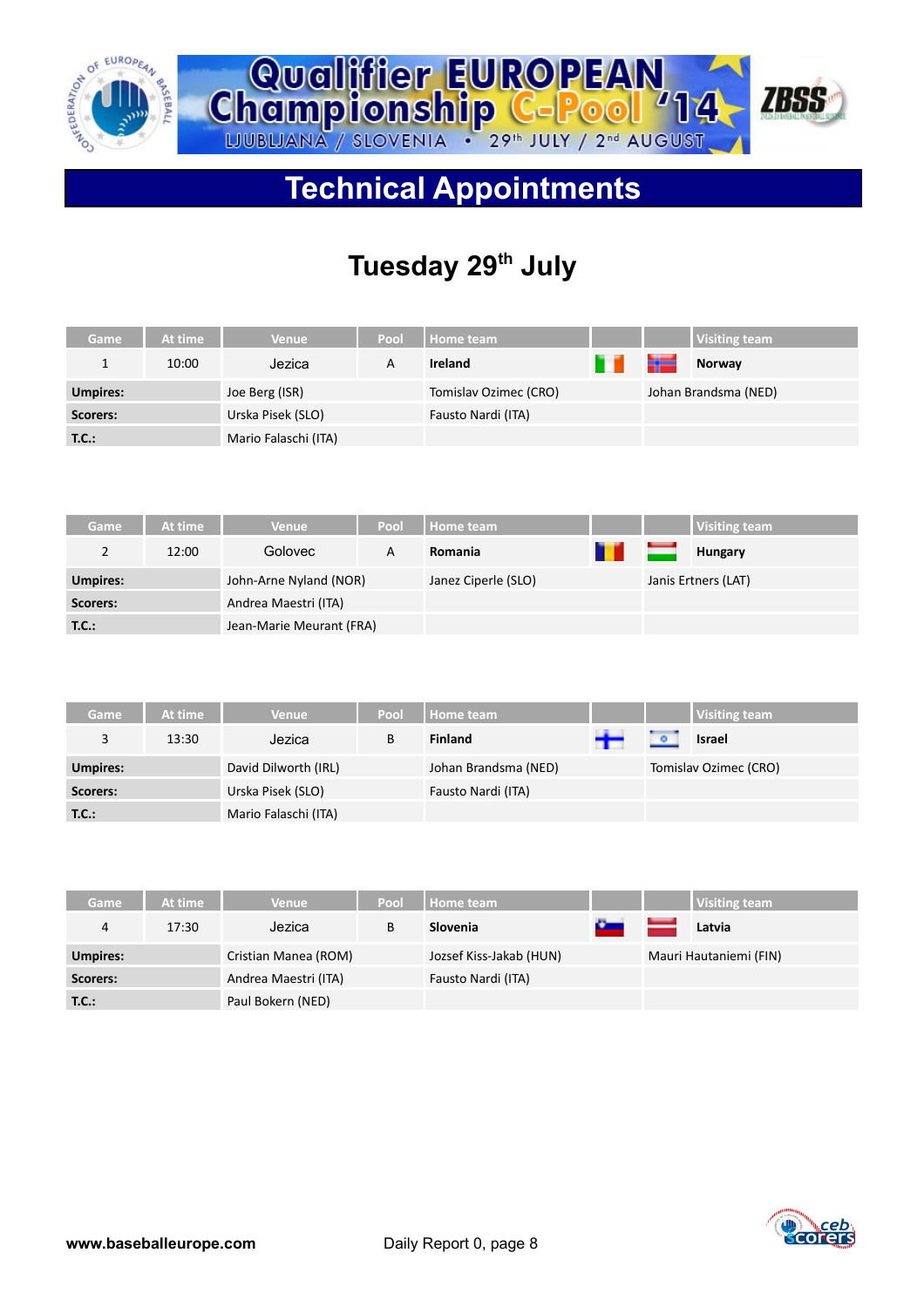# Qualifier EUROPEAN Championship C-Pool '14

LJUBLJANA / SLOVENIA • 29th JULY / 2nd AUGUST

## Technical Appointments

### Tuesday 29th July

| Game | At time | Venue | Pool | Home team | | | Visiting team |
|---|---|---|---|---|---|---|---|
| 1 | 10:00 | Jezica | A | **Ireland** | | | **Norway** |
| **Umpires:** | | Joe Berg (ISR) | | Tomislav Ozimec (CRO) | | Johan Brandsma (NED) | |
| **Scorers:** | | Urska Pisek (SLO) | | Fausto Nardi (ITA) | | | |
| **T.C.:** | | Mario Falaschi (ITA) | | | | | |

| Game | At time | Venue | Pool | Home team | | | Visiting team |
|---|---|---|---|---|---|---|---|
| 2 | 12:00 | Golovec | A | **Romania** | | | **Hungary** |
| **Umpires:** | | John-Arne Nyland (NOR) | | Janez Ciperle (SLO) | | Janis Ertners (LAT) | |
| **Scorers:** | | Andrea Maestri (ITA) | | | | | |
| **T.C.:** | | Jean-Marie Meurant (FRA) | | | | | |

| Game | At time | Venue | Pool | Home team | | | Visiting team |
|---|---|---|---|---|---|---|---|
| 3 | 13:30 | Jezica | B | **Finland** | | | **Israel** |
| **Umpires:** | | David Dilworth (IRL) | | Johan Brandsma (NED) | | Tomislav Ozimec (CRO) | |
| **Scorers:** | | Urska Pisek (SLO) | | Fausto Nardi (ITA) | | | |
| **T.C.:** | | Mario Falaschi (ITA) | | | | | |

| Game | At time | Venue | Pool | Home team | | | Visiting team |
|---|---|---|---|---|---|---|---|
| 4 | 17:30 | Jezica | B | **Slovenia** | | | **Latvia** |
| **Umpires:** | | Cristian Manea (ROM) | | Jozsef Kiss-Jakab (HUN) | | Mauri Hautaniemi (FIN) | |
| **Scorers:** | | Andrea Maestri (ITA) | | Fausto Nardi (ITA) | | | |
| **T.C.:** | | Paul Bokern (NED) | | | | | |

**www.baseballeurope.com** Daily Report 0, page 8